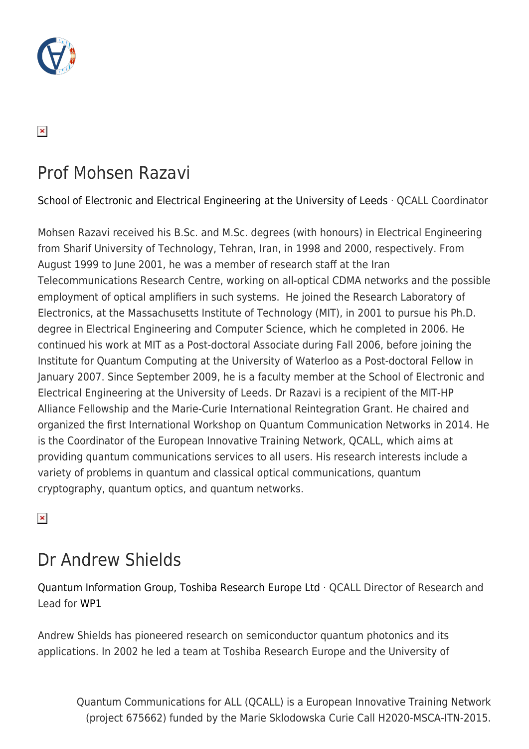## Prof Mohsen Razavi

School of Electronic and Electrical Engineering at the University of Leeds · QCALL Coordinator

Mohsen Razavi received his B.Sc. and M.Sc. degrees (with honours) in Electrical Engineering from Sharif University of Technology, Tehran, Iran, in 1998 and 2000, respectively. From August 1999 to June 2001, he was a member of research staff at the Iran Telecommunications Research Centre, working on all-optical CDMA networks and the possible employment of optical amplifiers in such systems. He joined the Research Laboratory of Electronics, at the Massachusetts Institute of Technology (MIT), in 2001 to pursue his Ph.D. degree in Electrical Engineering and Computer Science, which he completed in 2006. He continued his work at MIT as a Post-doctoral Associate during Fall 2006, before joining the Institute for Quantum Computing at the University of Waterloo as a Post-doctoral Fellow in January 2007. Since September 2009, he is a faculty member at the School of Electronic and Electrical Engineering at the University of Leeds. Dr Razavi is a recipient of the MIT-HP Alliance Fellowship and the Marie-Curie International Reintegration Grant. He chaired and organized the first International Workshop on Quantum Communication Networks in 2014. He is the Coordinator of the European Innovative Training Network, QCALL, which aims at providing quantum communications services to all users. His research interests include a variety of problems in quantum and classical optical communications, quantum cryptography, quantum optics, and quantum networks.

## Dr Andrew Shields

Quantum Information Group, Toshiba Research Europe Ltd · QCALL Director of Research and Lead for WP1

Andrew Shields has pioneered research on semiconductor quantum photonics and its applications. In 2002 he led a team at Toshiba Research Europe and the University of

Quantum Communications for ALL (QCALL) is a European Innovative Training Network (project 675662) funded by the Marie Sklodowska Curie Call H2020-MSCA-ITN-2015.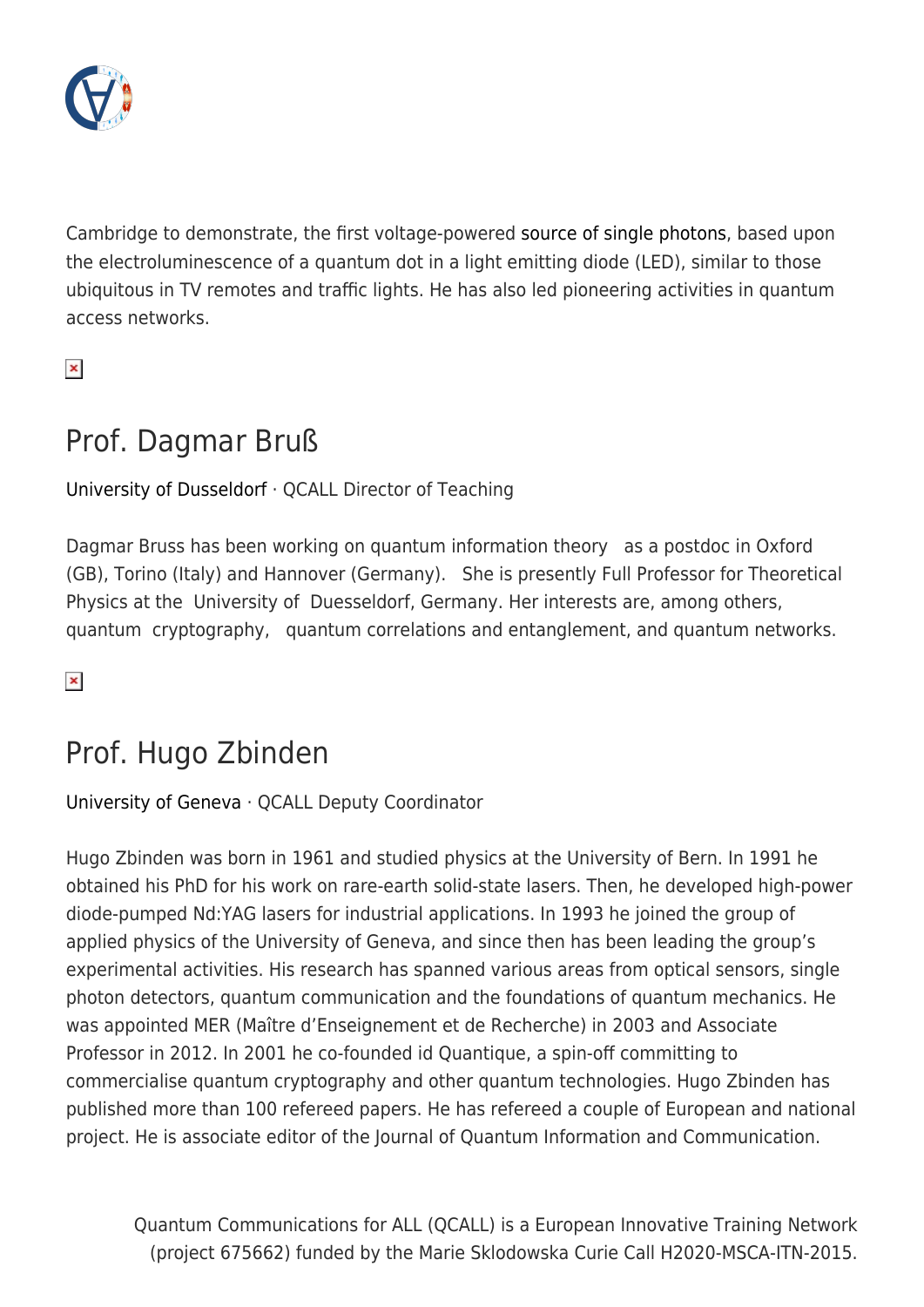Cambridge to demonstrate, the first voltage-powered source of single photons, based upon the electroluminescence of a quantum dot in a light emitting diode (LED), similar to those ubiquitous in TV remotes and traffic lights. He has also led pioneering activities in quantum access networks.

## Prof. Dagmar Bruß

University of Dusseldorf · QCALL Director of Teaching

Dagmar Bruss has been working on quantum information theory as a postdoc in Oxford (GB), Torino (Italy) and Hannover (Germany). She is presently Full Professor for Theoretical Physics at the University of Duesseldorf, Germany. Her interests are, among others, quantum cryptography, quantum correlations and entanglement, and quantum networks.

## Prof. Hugo Zbinden

University of Geneva · QCALL Deputy Coordinator

Hugo Zbinden was born in 1961 and studied physics at the University of Bern. In 1991 he obtained his PhD for his work on rare-earth solid-state lasers. Then, he developed high-power diode-pumped Nd:YAG lasers for industrial applications. In 1993 he joined the group of applied physics of the University of Geneva, and since then has been leading the group's experimental activities. His research has spanned various areas from optical sensors, single photon detectors, quantum communication and the foundations of quantum mechanics. He was appointed MER (Maître d'Enseignement et de Recherche) in 2003 and Associate Professor in 2012. In 2001 he co-founded id Quantique, a spin-off committing to commercialise quantum cryptography and other quantum technologies. Hugo Zbinden has published more than 100 refereed papers. He has refereed a couple of European and national project. He is associate editor of the Journal of Quantum Information and Communication.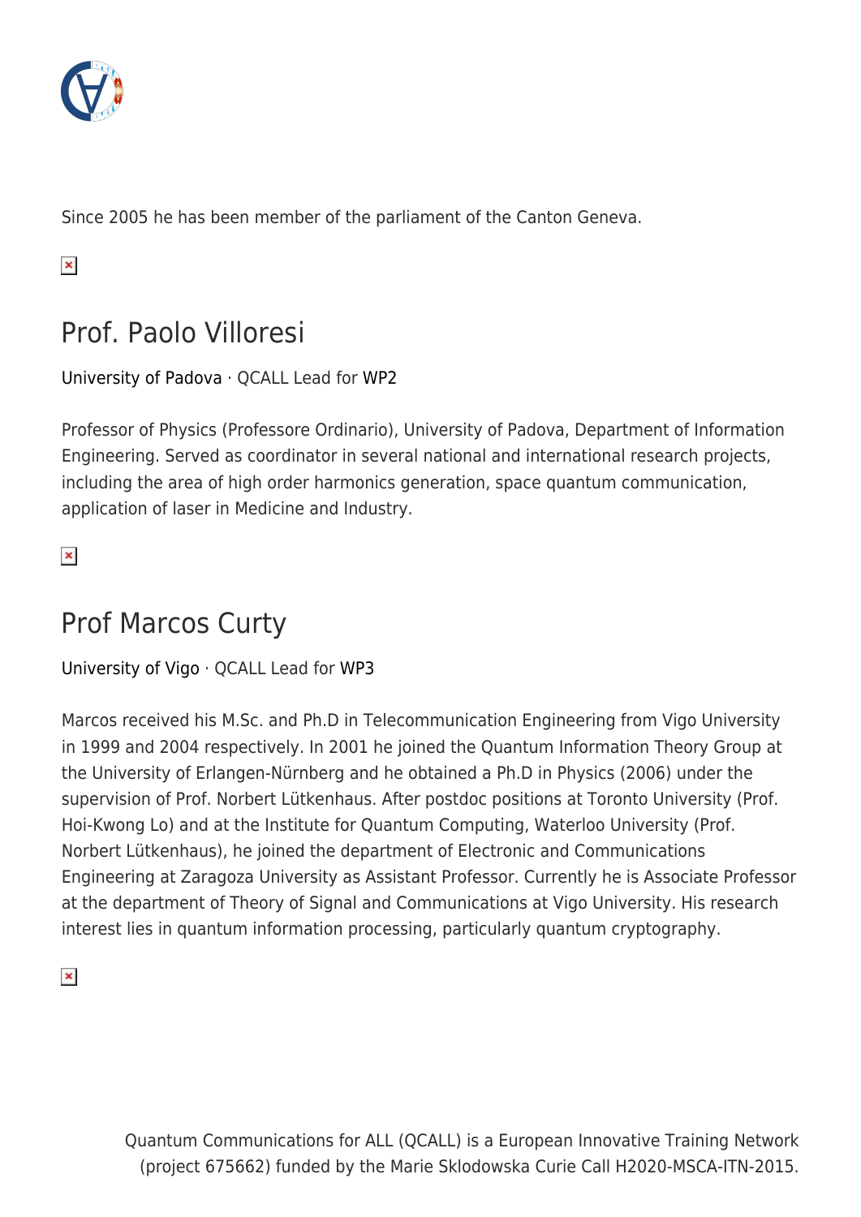Since 2005 he has been member of the parliament of the Canton Geneva.

## Prof. Paolo Villoresi

University of Padova · QCALL Lead for WP2

Professor of Physics (Professore Ordinario), University of Padova, Department of Information Engineering. Served as coordinator in several national and international research projects, including the area of high order harmonics generation, space quantum communication, application of laser in Medicine and Industry.

## Prof Marcos Curty

University of Vigo · QCALL Lead for WP3

Marcos received his M.Sc. and Ph.D in Telecommunication Engineering from Vigo University in 1999 and 2004 respectively. In 2001 he joined the Quantum Information Theory Group at the University of Erlangen-Nürnberg and he obtained a Ph.D in Physics (2006) under the supervision of Prof. Norbert Lütkenhaus. After postdoc positions at Toronto University (Prof. Hoi-Kwong Lo) and at the Institute for Quantum Computing, Waterloo University (Prof. Norbert Lütkenhaus), he joined the department of Electronic and Communications Engineering at Zaragoza University as Assistant Professor. Currently he is Associate Professor at the department of Theory of Signal and Communications at Vigo University. His research interest lies in quantum information processing, particularly quantum cryptography.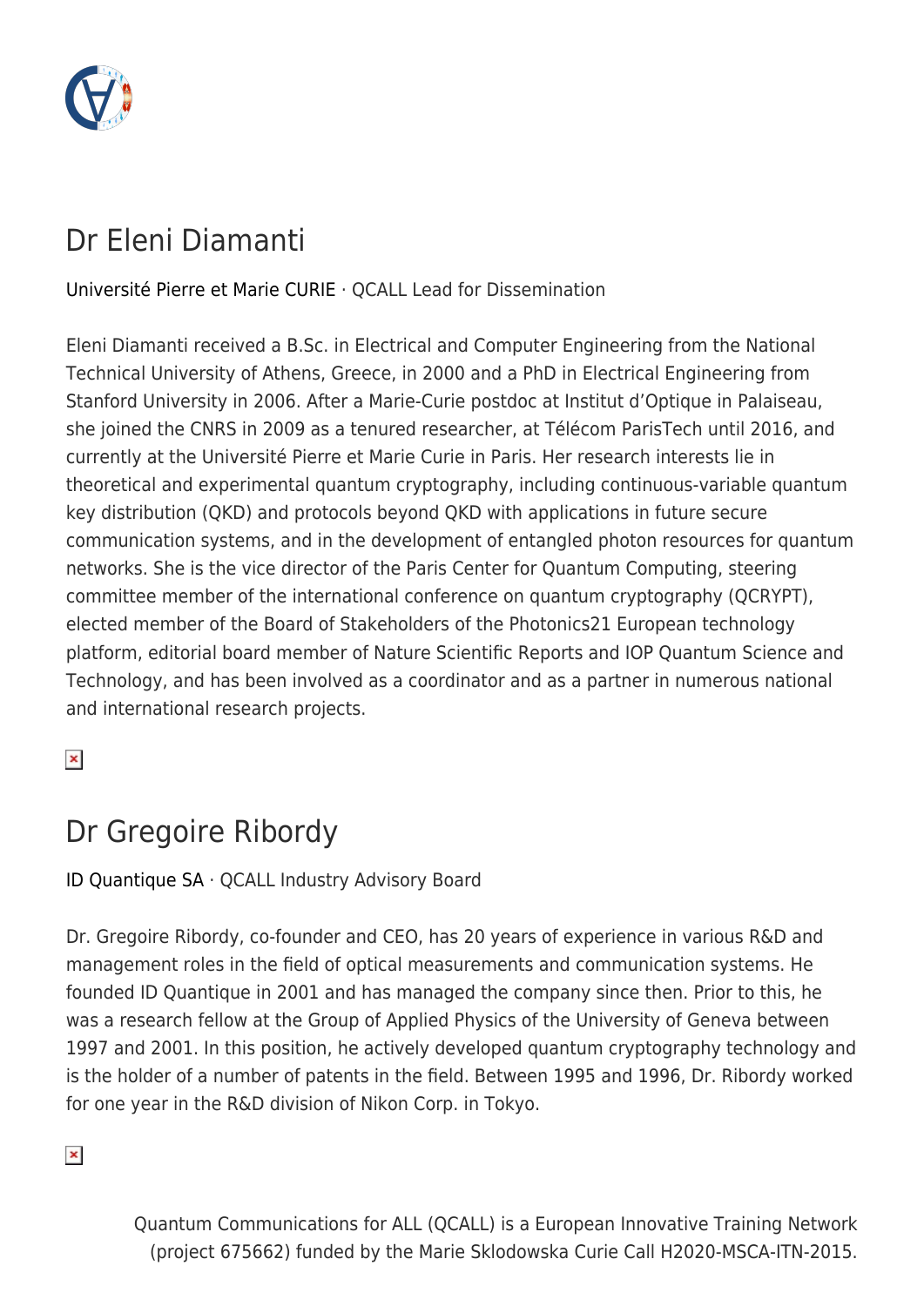## Dr Eleni Diamanti

Université Pierre et Marie CURIE · QCALL Lead for Dissemination

Eleni Diamanti received a B.Sc. in Electrical and Computer Engineering from the National Technical University of Athens, Greece, in 2000 and a PhD in Electrical Engineering from Stanford University in 2006. After a Marie-Curie postdoc at Institut d'Optique in Palaiseau, she joined the CNRS in 2009 as a tenured researcher, at Télécom ParisTech until 2016, and currently at the Université Pierre et Marie Curie in Paris. Her research interests lie in theoretical and experimental quantum cryptography, including continuous-variable quantum key distribution (QKD) and protocols beyond QKD with applications in future secure communication systems, and in the development of entangled photon resources for quantum networks. She is the vice director of the Paris Center for Quantum Computing, steering committee member of the international conference on quantum cryptography (QCRYPT), elected member of the Board of Stakeholders of the Photonics21 European technology platform, editorial board member of Nature Scientific Reports and IOP Quantum Science and Technology, and has been involved as a coordinator and as a partner in numerous national and international research projects.

## Dr Gregoire Ribordy

ID Quantique SA · QCALL Industry Advisory Board

Dr. Gregoire Ribordy, co-founder and CEO, has 20 years of experience in various R&D and management roles in the field of optical measurements and communication systems. He founded ID Quantique in 2001 and has managed the company since then. Prior to this, he was a research fellow at the Group of Applied Physics of the University of Geneva between 1997 and 2001. In this position, he actively developed quantum cryptography technology and is the holder of a number of patents in the field. Between 1995 and 1996, Dr. Ribordy worked for one year in the R&D division of Nikon Corp. in Tokyo.

Quantum Communications for ALL (QCALL) is a European Innovative Training Network (project 675662) funded by the Marie Sklodowska Curie Call H2020-MSCA-ITN-2015.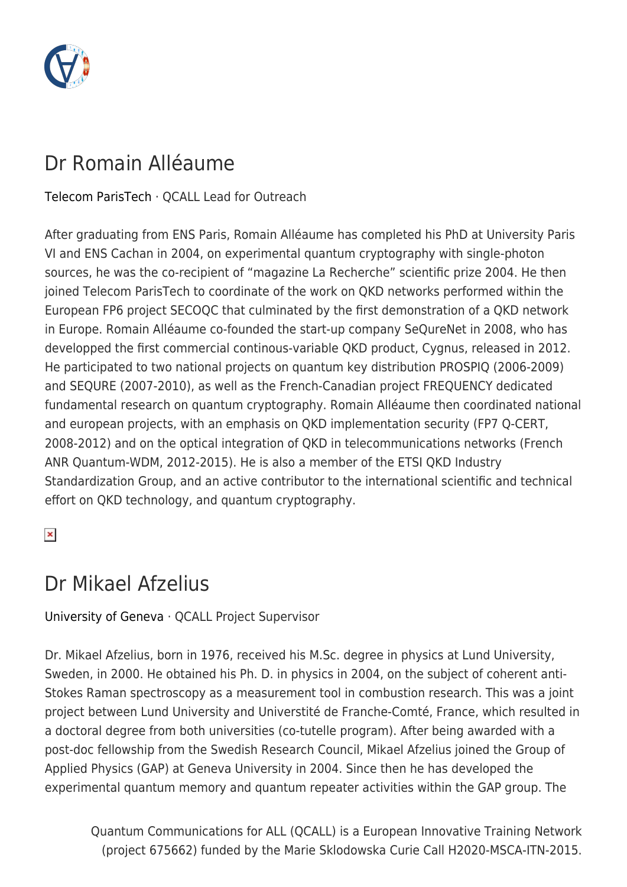## Dr Romain Alléaume

Telecom ParisTech · QCALL Lead for Outreach

After graduating from ENS Paris, Romain Alléaume has completed his PhD at University Paris VI and ENS Cachan in 2004, on experimental quantum cryptography with single-photon sources, he was the co-recipient of "magazine La Recherche" scientific prize 2004. He then joined Telecom ParisTech to coordinate of the work on QKD networks performed within the European FP6 project SECOQC that culminated by the first demonstration of a QKD network in Europe. Romain Alléaume co-founded the start-up company SeQureNet in 2008, who has developped the first commercial continous-variable QKD product, Cygnus, released in 2012. He participated to two national projects on quantum key distribution PROSPIQ (2006-2009) and SEQURE (2007-2010), as well as the French-Canadian project FREQUENCY dedicated fundamental research on quantum cryptography. Romain Alléaume then coordinated national and european projects, with an emphasis on QKD implementation security (FP7 Q-CERT, 2008-2012) and on the optical integration of QKD in telecommunications networks (French ANR Quantum-WDM, 2012-2015). He is also a member of the ETSI QKD Industry Standardization Group, and an active contributor to the international scientific and technical effort on QKD technology, and quantum cryptography.

## Dr Mikael Afzelius

University of Geneva · QCALL Project Supervisor

Dr. Mikael Afzelius, born in 1976, received his M.Sc. degree in physics at Lund University, Sweden, in 2000. He obtained his Ph. D. in physics in 2004, on the subject of coherent anti-Stokes Raman spectroscopy as a measurement tool in combustion research. This was a joint project between Lund University and Universtité de Franche-Comté, France, which resulted in a doctoral degree from both universities (co-tutelle program). After being awarded with a post-doc fellowship from the Swedish Research Council, Mikael Afzelius joined the Group of Applied Physics (GAP) at Geneva University in 2004. Since then he has developed the experimental quantum memory and quantum repeater activities within the GAP group. The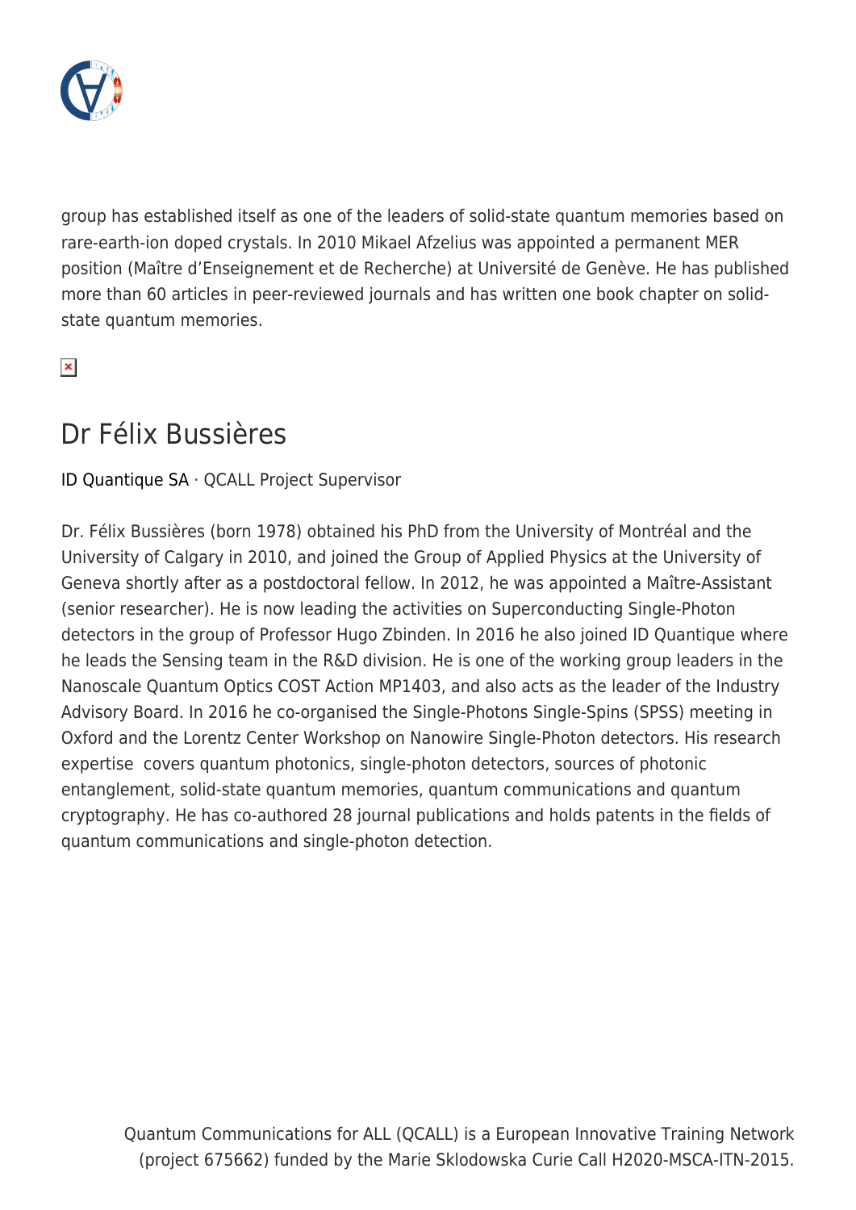group has established itself as one of the leaders of solid-state quantum memories based on rare-earth-ion doped crystals. In 2010 Mikael Afzelius was appointed a permanent MER position (Maître d'Enseignement et de Recherche) at Université de Genève. He has published more than 60 articles in peer-reviewed journals and has written one book chapter on solid-state quantum memories.

## Dr Félix Bussières

ID Quantique SA · QCALL Project Supervisor

Dr. Félix Bussières (born 1978) obtained his PhD from the University of Montréal and the University of Calgary in 2010, and joined the Group of Applied Physics at the University of Geneva shortly after as a postdoctoral fellow. In 2012, he was appointed a Maître-Assistant (senior researcher). He is now leading the activities on Superconducting Single-Photon detectors in the group of Professor Hugo Zbinden. In 2016 he also joined ID Quantique where he leads the Sensing team in the R&D division. He is one of the working group leaders in the Nanoscale Quantum Optics COST Action MP1403, and also acts as the leader of the Industry Advisory Board. In 2016 he co-organised the Single-Photons Single-Spins (SPSS) meeting in Oxford and the Lorentz Center Workshop on Nanowire Single-Photon detectors. His research expertise covers quantum photonics, single-photon detectors, sources of photonic entanglement, solid-state quantum memories, quantum communications and quantum cryptography. He has co-authored 28 journal publications and holds patents in the fields of quantum communications and single-photon detection.